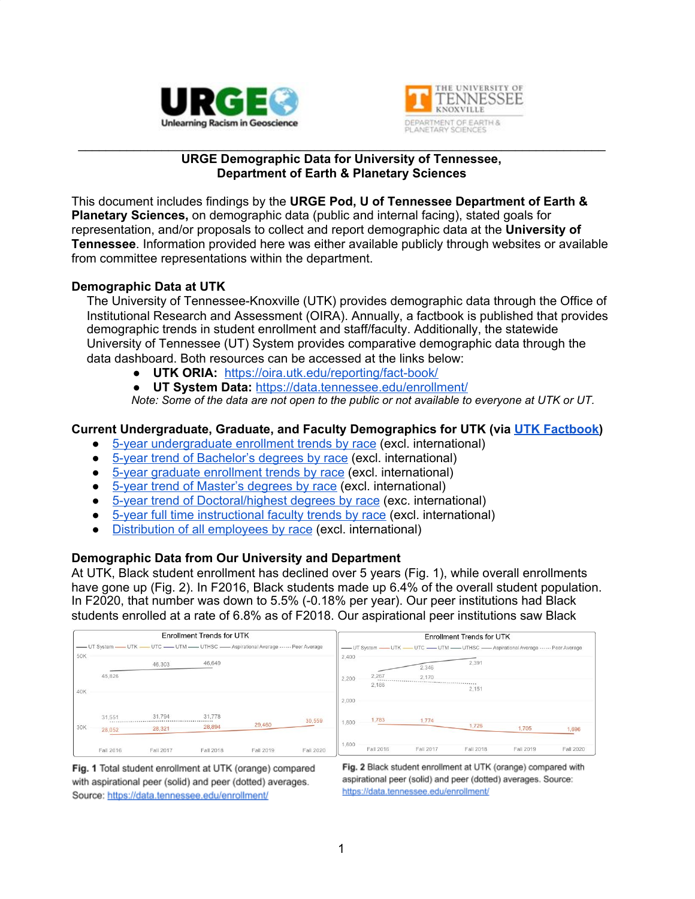URGE Unlearning Racism in Geoscience

THE UNIVERSITY OF TENNESSEE KNOXVILLE
DEPARTMENT OF EARTH & PLANETARY SCIENCES

---

**URGE Demographic Data for University of Tennessee, Department of Earth & Planetary Sciences**

This document includes findings by the **URGE Pod, U of Tennessee Department of Earth & Planetary Sciences,** on demographic data (public and internal facing), stated goals for representation, and/or proposals to collect and report demographic data at the **University of Tennessee**. Information provided here was either available publicly through websites or available from committee representations within the department.

### Demographic Data at UTK

The University of Tennessee-Knoxville (UTK) provides demographic data through the Office of Institutional Research and Assessment (OIRA). Annually, a factbook is published that provides demographic trends in student enrollment and staff/faculty. Additionally, the statewide University of Tennessee (UT) System provides comparative demographic data through the data dashboard. Both resources can be accessed at the links below:

- **UTK ORIA:** https://oira.utk.edu/reporting/fact-book/
- **UT System Data:** https://data.tennessee.edu/enrollment/

*Note: Some of the data are not open to the public or not available to everyone at UTK or UT.*

### Current Undergraduate, Graduate, and Faculty Demographics for UTK (via UTK Factbook)

- 5-year undergraduate enrollment trends by race (excl. international)
- 5-year trend of Bachelor's degrees by race (excl. international)
- 5-year graduate enrollment trends by race (excl. international)
- 5-year trend of Master's degrees by race (excl. international)
- 5-year trend of Doctoral/highest degrees by race (exc. international)
- 5-year full time instructional faculty trends by race (excl. international)
- Distribution of all employees by race (excl. international)

### Demographic Data from Our University and Department

At UTK, Black student enrollment has declined over 5 years (Fig. 1), while overall enrollments have gone up (Fig. 2). In F2016, Black students made up 6.4% of the overall student population. In F2020, that number was down to 5.5% (-0.18% per year). Our peer institutions had Black students enrolled at a rate of 6.8% as of F2018. Our aspirational peer institutions saw Black

**Fig. 1** Total student enrollment at UTK (orange) compared with aspirational peer (solid) and peer (dotted) averages. Source: https://data.tennessee.edu/enrollment/

**Fig. 2** Black student enrollment at UTK (orange) compared with aspirational peer (solid) and peer (dotted) averages. Source: https://data.tennessee.edu/enrollment/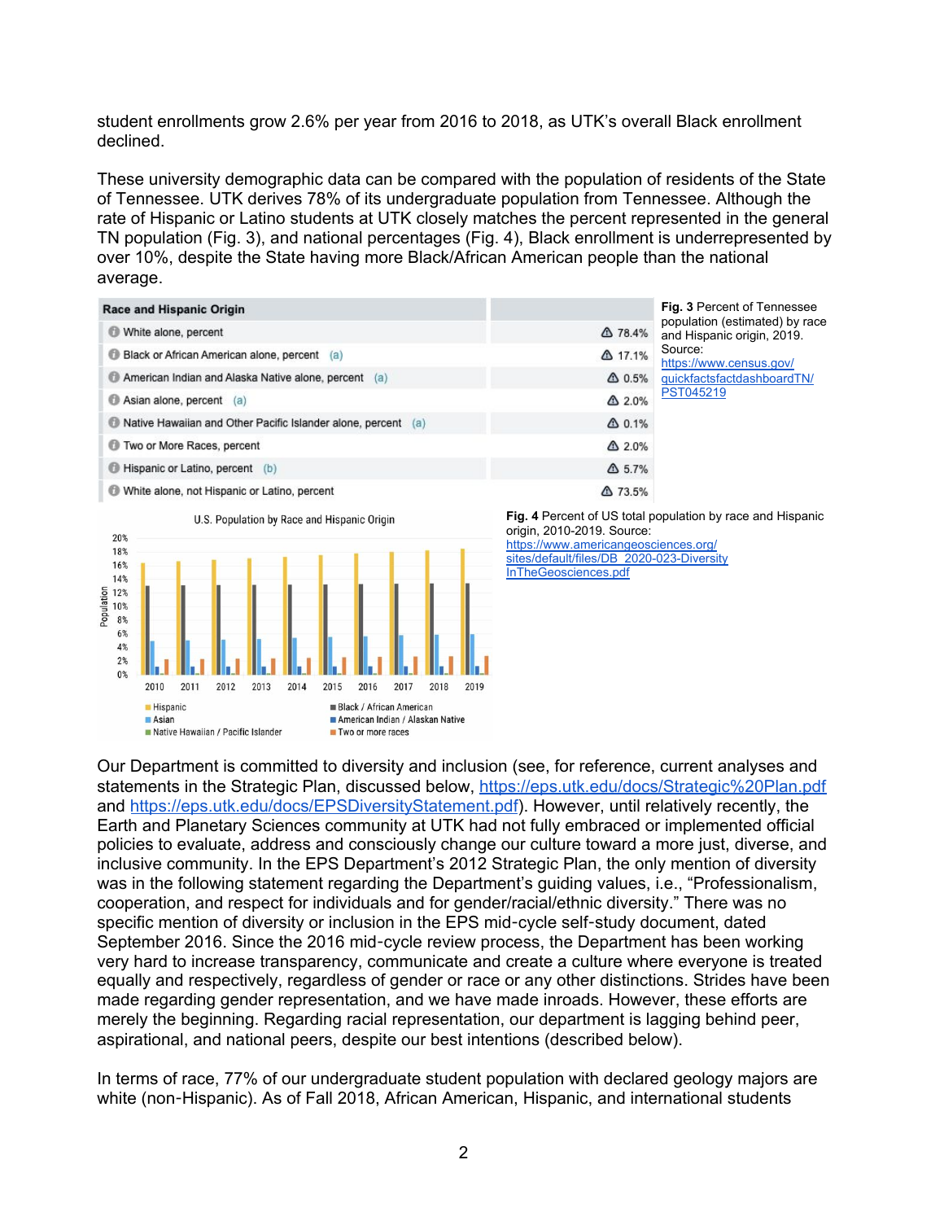student enrollments grow 2.6% per year from 2016 to 2018, as UTK's overall Black enrollment declined.

These university demographic data can be compared with the population of residents of the State of Tennessee. UTK derives 78% of its undergraduate population from Tennessee. Although the rate of Hispanic or Latino students at UTK closely matches the percent represented in the general TN population (Fig. 3), and national percentages (Fig. 4), Black enrollment is underrepresented by over 10%, despite the State having more Black/African American people than the national average.

| Race and Hispanic Origin | |
|---|---|
| White alone, percent | 78.4% |
| Black or African American alone, percent (a) | 17.1% |
| American Indian and Alaska Native alone, percent (a) | 0.5% |
| Asian alone, percent (a) | 2.0% |
| Native Hawaiian and Other Pacific Islander alone, percent (a) | 0.1% |
| Two or More Races, percent | 2.0% |
| Hispanic or Latino, percent (b) | 5.7% |
| White alone, not Hispanic or Latino, percent | 73.5% |

**Fig. 3** Percent of Tennessee population (estimated) by race and Hispanic origin, 2019. Source: https://www.census.gov/quickfactsfactdashboardTN/PST045219

**Fig. 4** Percent of US total population by race and Hispanic origin, 2010-2019. Source: https://www.americangeosciences.org/sites/default/files/DB_2020-023-DiversityInTheGeosciences.pdf

Our Department is committed to diversity and inclusion (see, for reference, current analyses and statements in the Strategic Plan, discussed below, https://eps.utk.edu/docs/Strategic%20Plan.pdf and https://eps.utk.edu/docs/EPSDiversityStatement.pdf). However, until relatively recently, the Earth and Planetary Sciences community at UTK had not fully embraced or implemented official policies to evaluate, address and consciously change our culture toward a more just, diverse, and inclusive community. In the EPS Department's 2012 Strategic Plan, the only mention of diversity was in the following statement regarding the Department's guiding values, i.e., "Professionalism, cooperation, and respect for individuals and for gender/racial/ethnic diversity." There was no specific mention of diversity or inclusion in the EPS mid-cycle self-study document, dated September 2016. Since the 2016 mid-cycle review process, the Department has been working very hard to increase transparency, communicate and create a culture where everyone is treated equally and respectively, regardless of gender or race or any other distinctions. Strides have been made regarding gender representation, and we have made inroads. However, these efforts are merely the beginning. Regarding racial representation, our department is lagging behind peer, aspirational, and national peers, despite our best intentions (described below).

In terms of race, 77% of our undergraduate student population with declared geology majors are white (non-Hispanic). As of Fall 2018, African American, Hispanic, and international students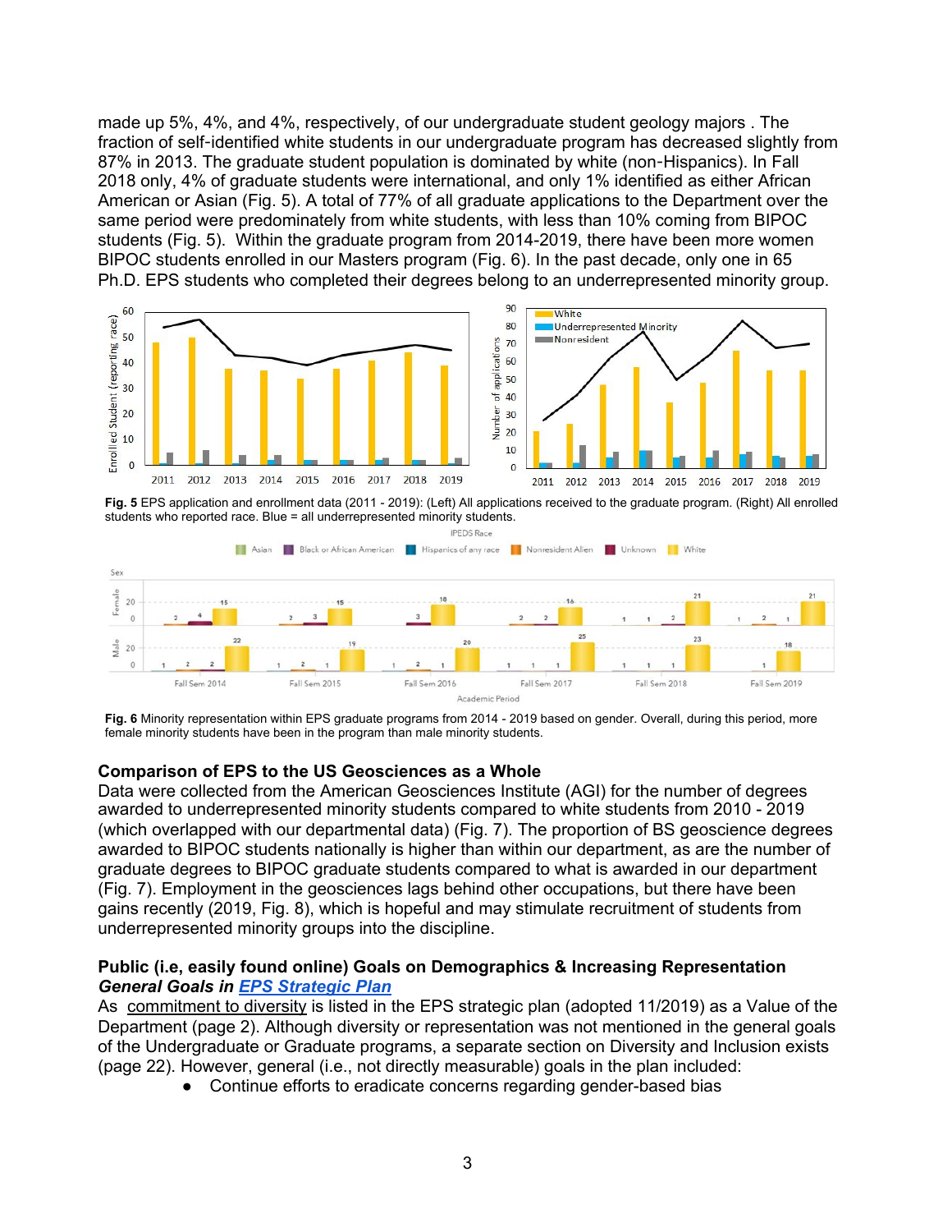made up 5%, 4%, and 4%, respectively, of our undergraduate student geology majors . The fraction of self-identified white students in our undergraduate program has decreased slightly from 87% in 2013. The graduate student population is dominated by white (non-Hispanics). In Fall 2018 only, 4% of graduate students were international, and only 1% identified as either African American or Asian (Fig. 5). A total of 77% of all graduate applications to the Department over the same period were predominately from white students, with less than 10% coming from BIPOC students (Fig. 5). Within the graduate program from 2014-2019, there have been more women BIPOC students enrolled in our Masters program (Fig. 6). In the past decade, only one in 65 Ph.D. EPS students who completed their degrees belong to an underrepresented minority group.

**Fig. 5** EPS application and enrollment data (2011 - 2019): (Left) All applications received to the graduate program. (Right) All enrolled students who reported race. Blue = all underrepresented minority students.

**Fig. 6** Minority representation within EPS graduate programs from 2014 - 2019 based on gender. Overall, during this period, more female minority students have been in the program than male minority students.

### Comparison of EPS to the US Geosciences as a Whole

Data were collected from the American Geosciences Institute (AGI) for the number of degrees awarded to underrepresented minority students compared to white students from 2010 - 2019 (which overlapped with our departmental data) (Fig. 7). The proportion of BS geoscience degrees awarded to BIPOC students nationally is higher than within our department, as are the number of graduate degrees to BIPOC graduate students compared to what is awarded in our department (Fig. 7). Employment in the geosciences lags behind other occupations, but there have been gains recently (2019, Fig. 8), which is hopeful and may stimulate recruitment of students from underrepresented minority groups into the discipline.

### Public (i.e, easily found online) Goals on Demographics & Increasing Representation

***General Goals in EPS Strategic Plan***

As commitment to diversity is listed in the EPS strategic plan (adopted 11/2019) as a Value of the Department (page 2). Although diversity or representation was not mentioned in the general goals of the Undergraduate or Graduate programs, a separate section on Diversity and Inclusion exists (page 22). However, general (i.e., not directly measurable) goals in the plan included:

- Continue efforts to eradicate concerns regarding gender-based bias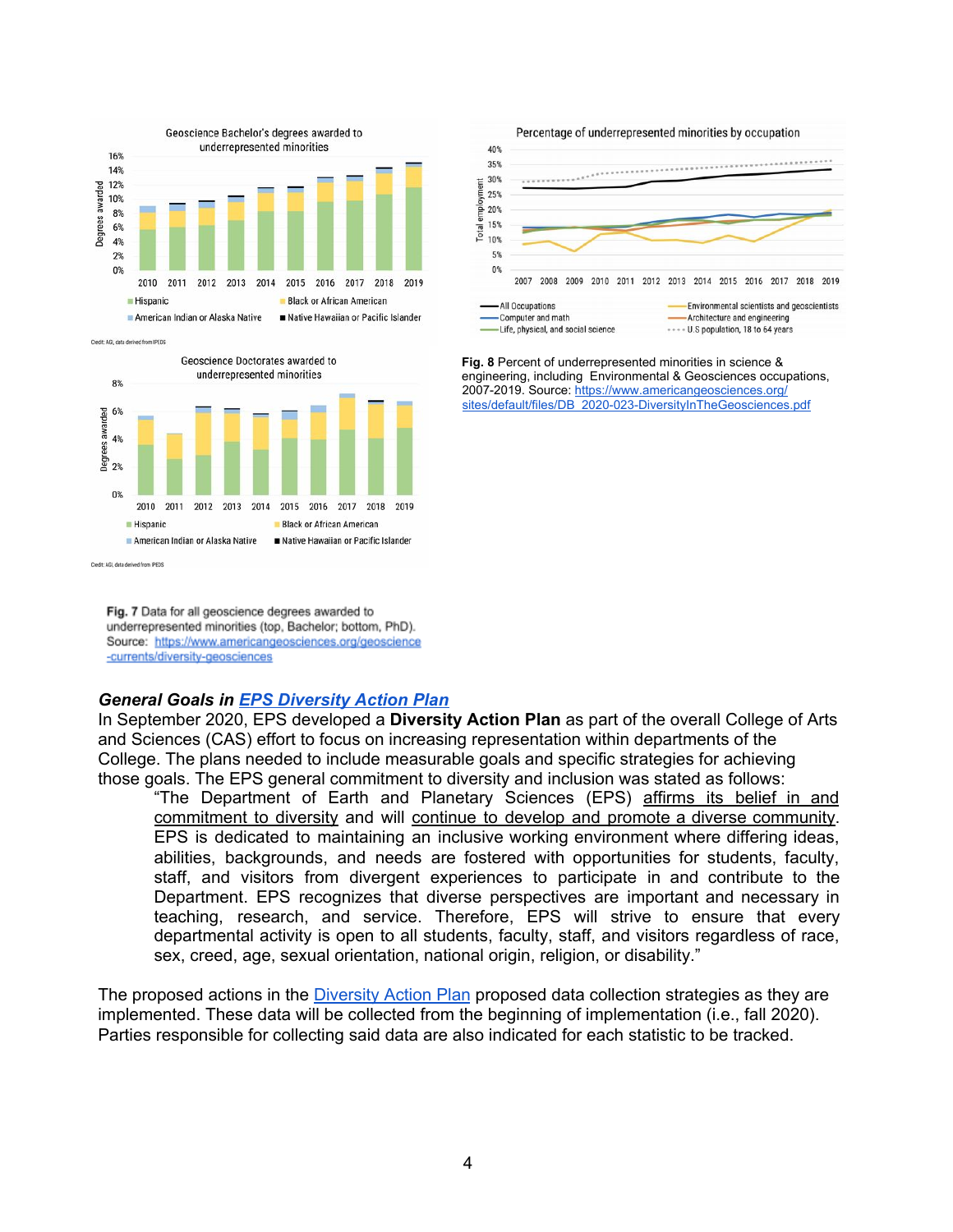Fig. 7 Data for all geoscience degrees awarded to underrepresented minorities (top, Bachelor; bottom, PhD). Source: https://www.americangeosciences.org/geoscience-currents/diversity-geosciences

**Fig. 8** Percent of underrepresented minorities in science & engineering, including Environmental & Geosciences occupations, 2007-2019. Source: https://www.americangeosciences.org/sites/default/files/DB_2020-023-DiversityInTheGeosciences.pdf

### *General Goals in EPS Diversity Action Plan*

In September 2020, EPS developed a **Diversity Action Plan** as part of the overall College of Arts and Sciences (CAS) effort to focus on increasing representation within departments of the College. The plans needed to include measurable goals and specific strategies for achieving those goals. The EPS general commitment to diversity and inclusion was stated as follows:

> "The Department of Earth and Planetary Sciences (EPS) affirms its belief in and commitment to diversity and will continue to develop and promote a diverse community. EPS is dedicated to maintaining an inclusive working environment where differing ideas, abilities, backgrounds, and needs are fostered with opportunities for students, faculty, staff, and visitors from divergent experiences to participate in and contribute to the Department. EPS recognizes that diverse perspectives are important and necessary in teaching, research, and service. Therefore, EPS will strive to ensure that every departmental activity is open to all students, faculty, staff, and visitors regardless of race, sex, creed, age, sexual orientation, national origin, religion, or disability."

The proposed actions in the Diversity Action Plan proposed data collection strategies as they are implemented. These data will be collected from the beginning of implementation (i.e., fall 2020). Parties responsible for collecting said data are also indicated for each statistic to be tracked.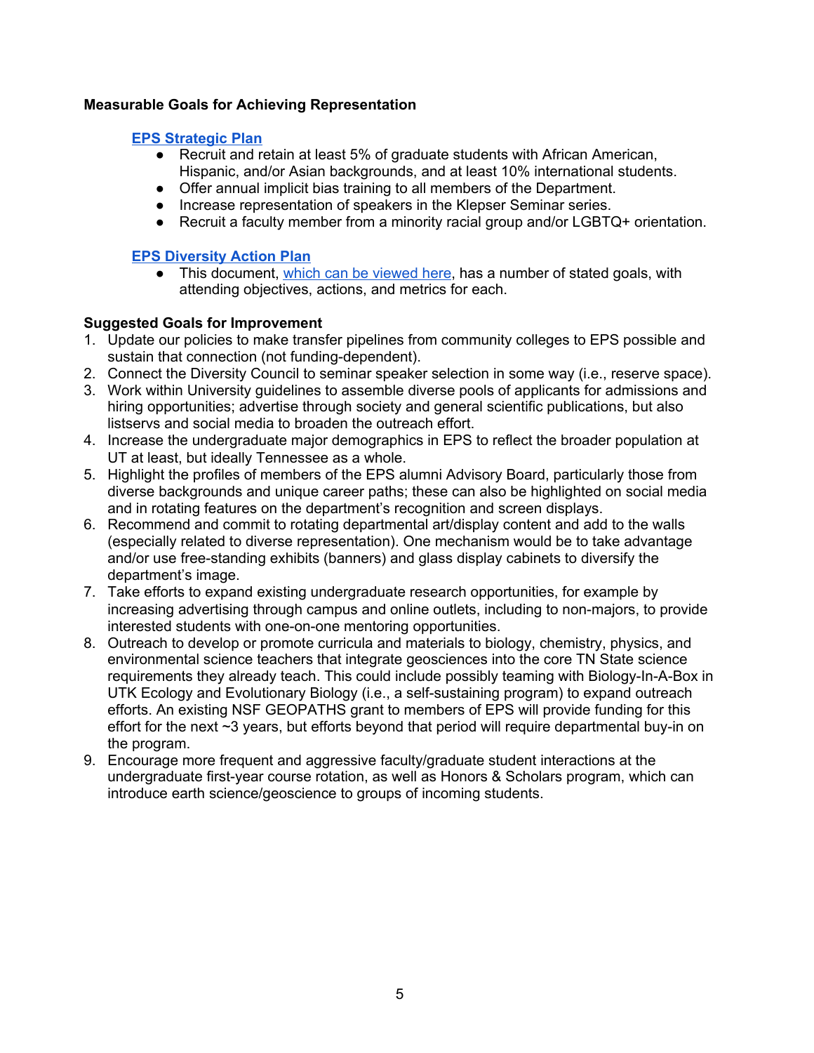**Measurable Goals for Achieving Representation**

**EPS Strategic Plan**

- Recruit and retain at least 5% of graduate students with African American, Hispanic, and/or Asian backgrounds, and at least 10% international students.
- Offer annual implicit bias training to all members of the Department.
- Increase representation of speakers in the Klepser Seminar series.
- Recruit a faculty member from a minority racial group and/or LGBTQ+ orientation.

**EPS Diversity Action Plan**

- This document, which can be viewed here, has a number of stated goals, with attending objectives, actions, and metrics for each.

**Suggested Goals for Improvement**

1. Update our policies to make transfer pipelines from community colleges to EPS possible and sustain that connection (not funding-dependent).
2. Connect the Diversity Council to seminar speaker selection in some way (i.e., reserve space).
3. Work within University guidelines to assemble diverse pools of applicants for admissions and hiring opportunities; advertise through society and general scientific publications, but also listservs and social media to broaden the outreach effort.
4. Increase the undergraduate major demographics in EPS to reflect the broader population at UT at least, but ideally Tennessee as a whole.
5. Highlight the profiles of members of the EPS alumni Advisory Board, particularly those from diverse backgrounds and unique career paths; these can also be highlighted on social media and in rotating features on the department's recognition and screen displays.
6. Recommend and commit to rotating departmental art/display content and add to the walls (especially related to diverse representation). One mechanism would be to take advantage and/or use free-standing exhibits (banners) and glass display cabinets to diversify the department's image.
7. Take efforts to expand existing undergraduate research opportunities, for example by increasing advertising through campus and online outlets, including to non-majors, to provide interested students with one-on-one mentoring opportunities.
8. Outreach to develop or promote curricula and materials to biology, chemistry, physics, and environmental science teachers that integrate geosciences into the core TN State science requirements they already teach. This could include possibly teaming with Biology-In-A-Box in UTK Ecology and Evolutionary Biology (i.e., a self-sustaining program) to expand outreach efforts. An existing NSF GEOPATHS grant to members of EPS will provide funding for this effort for the next ~3 years, but efforts beyond that period will require departmental buy-in on the program.
9. Encourage more frequent and aggressive faculty/graduate student interactions at the undergraduate first-year course rotation, as well as Honors & Scholars program, which can introduce earth science/geoscience to groups of incoming students.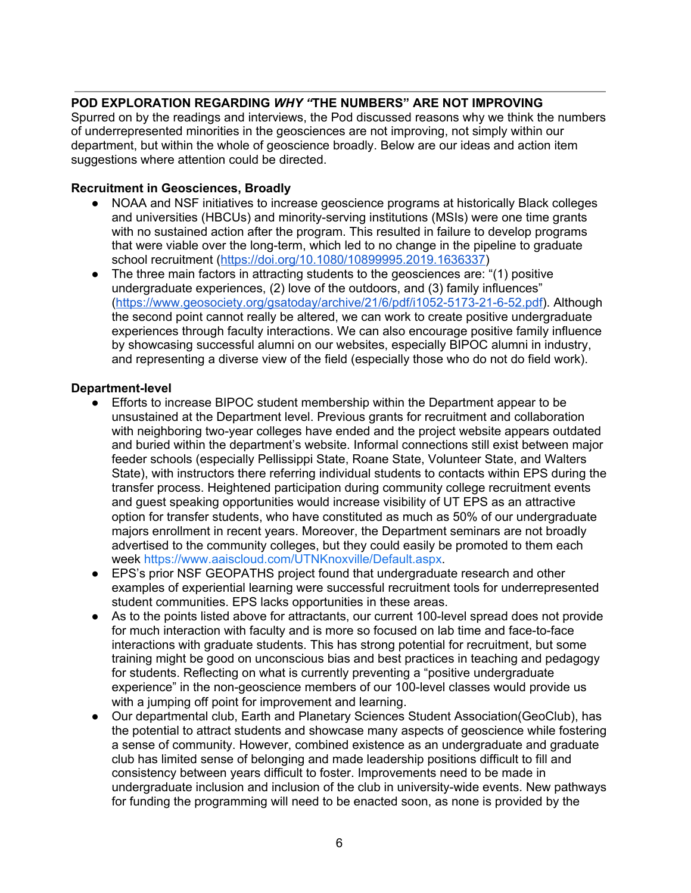## POD EXPLORATION REGARDING *WHY* "THE NUMBERS" ARE NOT IMPROVING

Spurred on by the readings and interviews, the Pod discussed reasons why we think the numbers of underrepresented minorities in the geosciences are not improving, not simply within our department, but within the whole of geoscience broadly. Below are our ideas and action item suggestions where attention could be directed.

### Recruitment in Geosciences, Broadly

- NOAA and NSF initiatives to increase geoscience programs at historically Black colleges and universities (HBCUs) and minority-serving institutions (MSIs) were one time grants with no sustained action after the program. This resulted in failure to develop programs that were viable over the long-term, which led to no change in the pipeline to graduate school recruitment (https://doi.org/10.1080/10899995.2019.1636337)
- The three main factors in attracting students to the geosciences are: "(1) positive undergraduate experiences, (2) love of the outdoors, and (3) family influences" (https://www.geosociety.org/gsatoday/archive/21/6/pdf/i1052-5173-21-6-52.pdf). Although the second point cannot really be altered, we can work to create positive undergraduate experiences through faculty interactions. We can also encourage positive family influence by showcasing successful alumni on our websites, especially BIPOC alumni in industry, and representing a diverse view of the field (especially those who do not do field work).

### Department-level

- Efforts to increase BIPOC student membership within the Department appear to be unsustained at the Department level. Previous grants for recruitment and collaboration with neighboring two-year colleges have ended and the project website appears outdated and buried within the department's website. Informal connections still exist between major feeder schools (especially Pellissippi State, Roane State, Volunteer State, and Walters State), with instructors there referring individual students to contacts within EPS during the transfer process. Heightened participation during community college recruitment events and guest speaking opportunities would increase visibility of UT EPS as an attractive option for transfer students, who have constituted as much as 50% of our undergraduate majors enrollment in recent years. Moreover, the Department seminars are not broadly advertised to the community colleges, but they could easily be promoted to them each week https://www.aaiscloud.com/UTNKnoxville/Default.aspx.
- EPS's prior NSF GEOPATHS project found that undergraduate research and other examples of experiential learning were successful recruitment tools for underrepresented student communities. EPS lacks opportunities in these areas.
- As to the points listed above for attractants, our current 100-level spread does not provide for much interaction with faculty and is more so focused on lab time and face-to-face interactions with graduate students. This has strong potential for recruitment, but some training might be good on unconscious bias and best practices in teaching and pedagogy for students. Reflecting on what is currently preventing a "positive undergraduate experience" in the non-geoscience members of our 100-level classes would provide us with a jumping off point for improvement and learning.
- Our departmental club, Earth and Planetary Sciences Student Association(GeoClub), has the potential to attract students and showcase many aspects of geoscience while fostering a sense of community. However, combined existence as an undergraduate and graduate club has limited sense of belonging and made leadership positions difficult to fill and consistency between years difficult to foster. Improvements need to be made in undergraduate inclusion and inclusion of the club in university-wide events. New pathways for funding the programming will need to be enacted soon, as none is provided by the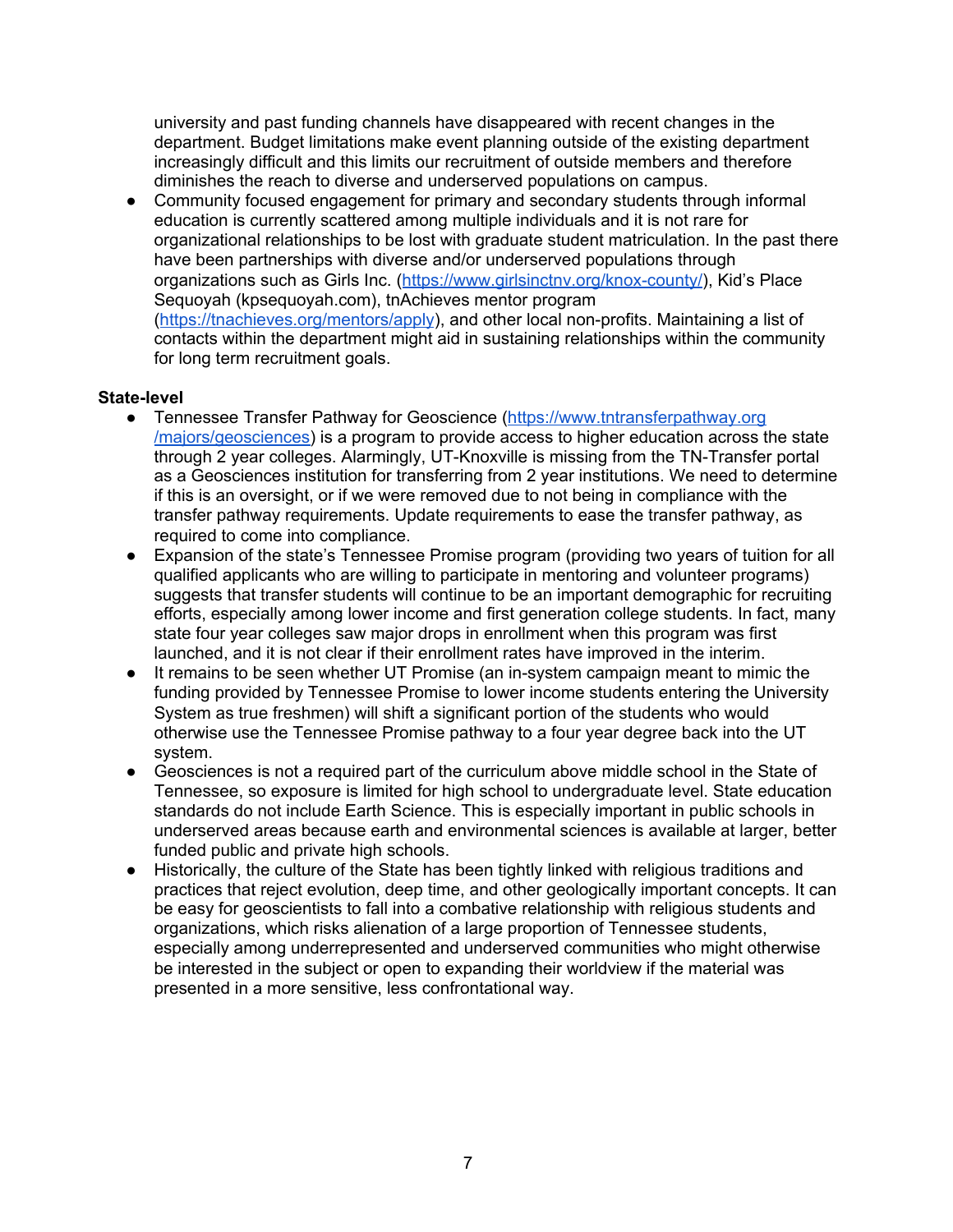university and past funding channels have disappeared with recent changes in the department. Budget limitations make event planning outside of the existing department increasingly difficult and this limits our recruitment of outside members and therefore diminishes the reach to diverse and underserved populations on campus.

- Community focused engagement for primary and secondary students through informal education is currently scattered among multiple individuals and it is not rare for organizational relationships to be lost with graduate student matriculation. In the past there have been partnerships with diverse and/or underserved populations through organizations such as Girls Inc. ([https://www.girlsinctnv.org/knox-county/](https://www.girlsinctnv.org/knox-county/)), Kid's Place Sequoyah (kpsequoyah.com), tnAchieves mentor program ([https://tnachieves.org/mentors/apply](https://tnachieves.org/mentors/apply)), and other local non-profits. Maintaining a list of contacts within the department might aid in sustaining relationships within the community for long term recruitment goals.

**State-level**

- Tennessee Transfer Pathway for Geoscience ([https://www.tntransferpathway.org/majors/geosciences](https://www.tntransferpathway.org/majors/geosciences)) is a program to provide access to higher education across the state through 2 year colleges. Alarmingly, UT-Knoxville is missing from the TN-Transfer portal as a Geosciences institution for transferring from 2 year institutions. We need to determine if this is an oversight, or if we were removed due to not being in compliance with the transfer pathway requirements. Update requirements to ease the transfer pathway, as required to come into compliance.
- Expansion of the state's Tennessee Promise program (providing two years of tuition for all qualified applicants who are willing to participate in mentoring and volunteer programs) suggests that transfer students will continue to be an important demographic for recruiting efforts, especially among lower income and first generation college students. In fact, many state four year colleges saw major drops in enrollment when this program was first launched, and it is not clear if their enrollment rates have improved in the interim.
- It remains to be seen whether UT Promise (an in-system campaign meant to mimic the funding provided by Tennessee Promise to lower income students entering the University System as true freshmen) will shift a significant portion of the students who would otherwise use the Tennessee Promise pathway to a four year degree back into the UT system.
- Geosciences is not a required part of the curriculum above middle school in the State of Tennessee, so exposure is limited for high school to undergraduate level. State education standards do not include Earth Science. This is especially important in public schools in underserved areas because earth and environmental sciences is available at larger, better funded public and private high schools.
- Historically, the culture of the State has been tightly linked with religious traditions and practices that reject evolution, deep time, and other geologically important concepts. It can be easy for geoscientists to fall into a combative relationship with religious students and organizations, which risks alienation of a large proportion of Tennessee students, especially among underrepresented and underserved communities who might otherwise be interested in the subject or open to expanding their worldview if the material was presented in a more sensitive, less confrontational way.